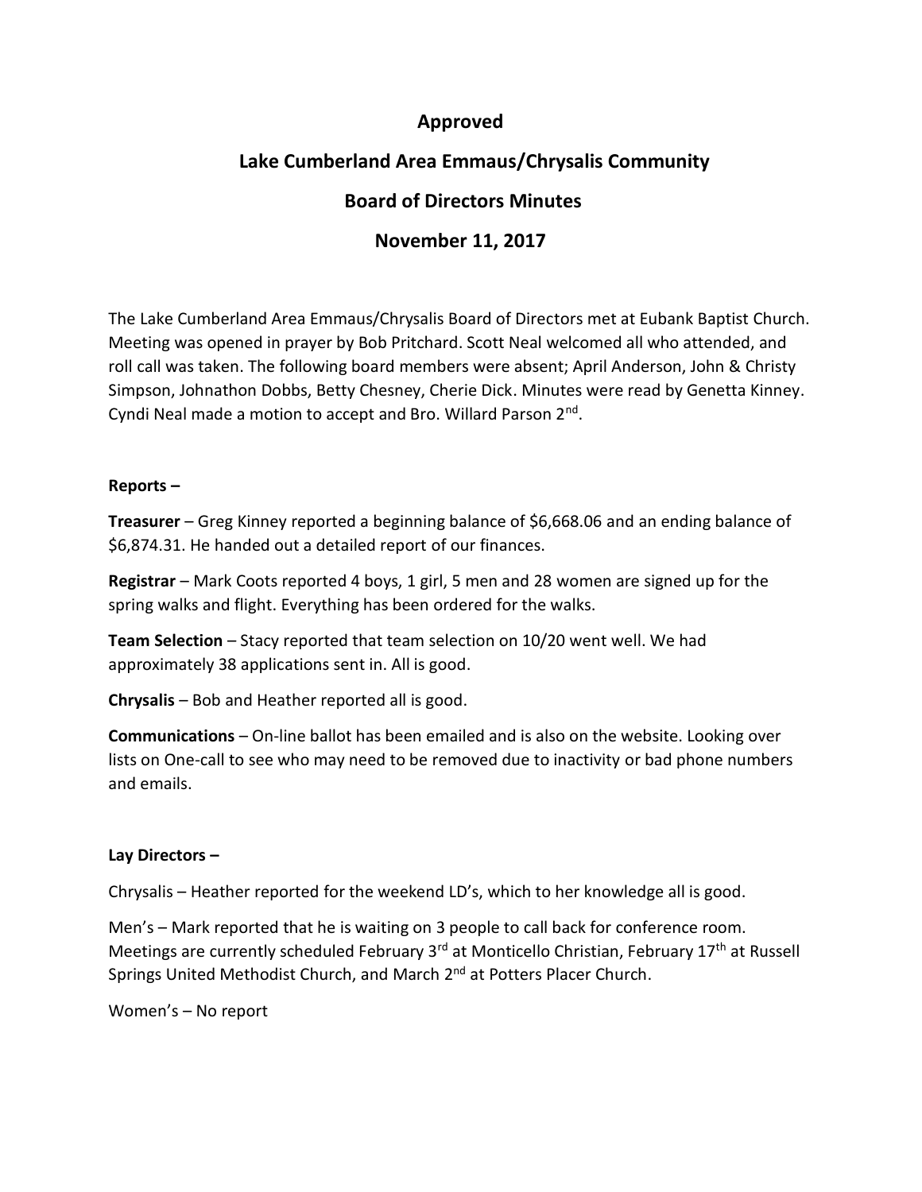# Approved

## Lake Cumberland Area Emmaus/Chrysalis Community

## Board of Directors Minutes

## November 11, 2017

The Lake Cumberland Area Emmaus/Chrysalis Board of Directors met at Eubank Baptist Church. Meeting was opened in prayer by Bob Pritchard. Scott Neal welcomed all who attended, and roll call was taken. The following board members were absent; April Anderson, John & Christy Simpson, Johnathon Dobbs, Betty Chesney, Cherie Dick. Minutes were read by Genetta Kinney. Cyndi Neal made a motion to accept and Bro. Willard Parson 2nd.

**Reports –**

**Treasurer** – Greg Kinney reported a beginning balance of $6,668.06 and an ending balance of $6,874.31. He handed out a detailed report of our finances.

**Registrar** – Mark Coots reported 4 boys, 1 girl, 5 men and 28 women are signed up for the spring walks and flight. Everything has been ordered for the walks.

**Team Selection** – Stacy reported that team selection on 10/20 went well. We had approximately 38 applications sent in. All is good.

**Chrysalis** – Bob and Heather reported all is good.

**Communications** – On-line ballot has been emailed and is also on the website. Looking over lists on One-call to see who may need to be removed due to inactivity or bad phone numbers and emails.

**Lay Directors –**

Chrysalis – Heather reported for the weekend LD's, which to her knowledge all is good.

Men's – Mark reported that he is waiting on 3 people to call back for conference room. Meetings are currently scheduled February 3rd at Monticello Christian, February 17th at Russell Springs United Methodist Church, and March 2nd at Potters Placer Church.

Women's – No report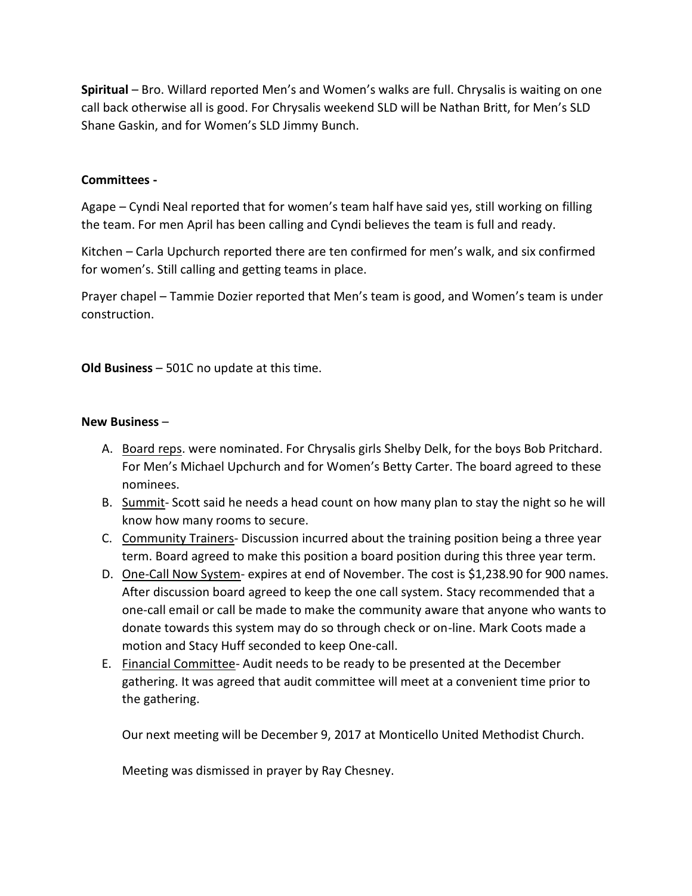**Spiritual** – Bro. Willard reported Men's and Women's walks are full. Chrysalis is waiting on one call back otherwise all is good. For Chrysalis weekend SLD will be Nathan Britt, for Men's SLD Shane Gaskin, and for Women's SLD Jimmy Bunch.

**Committees -**

Agape – Cyndi Neal reported that for women's team half have said yes, still working on filling the team. For men April has been calling and Cyndi believes the team is full and ready.

Kitchen – Carla Upchurch reported there are ten confirmed for men's walk, and six confirmed for women's. Still calling and getting teams in place.

Prayer chapel – Tammie Dozier reported that Men's team is good, and Women's team is under construction.

**Old Business** – 501C no update at this time.

**New Business** –

A. Board reps. were nominated. For Chrysalis girls Shelby Delk, for the boys Bob Pritchard. For Men's Michael Upchurch and for Women's Betty Carter. The board agreed to these nominees.
B. Summit- Scott said he needs a head count on how many plan to stay the night so he will know how many rooms to secure.
C. Community Trainers- Discussion incurred about the training position being a three year term. Board agreed to make this position a board position during this three year term.
D. One-Call Now System- expires at end of November. The cost is $1,238.90 for 900 names. After discussion board agreed to keep the one call system. Stacy recommended that a one-call email or call be made to make the community aware that anyone who wants to donate towards this system may do so through check or on-line. Mark Coots made a motion and Stacy Huff seconded to keep One-call.
E. Financial Committee- Audit needs to be ready to be presented at the December gathering. It was agreed that audit committee will meet at a convenient time prior to the gathering.

Our next meeting will be December 9, 2017 at Monticello United Methodist Church.

Meeting was dismissed in prayer by Ray Chesney.